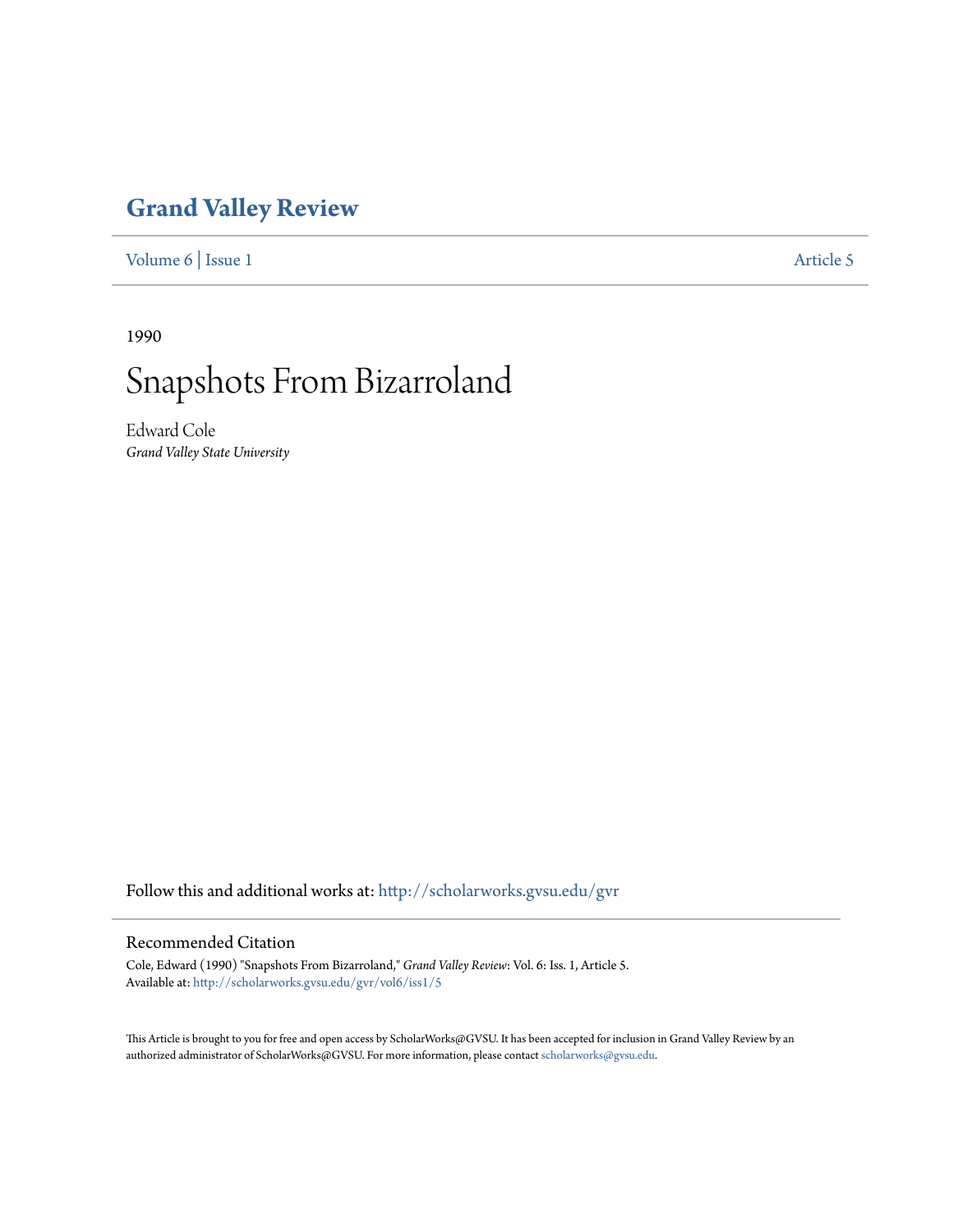# Grand Valley Review

Volume 6 | Issue 1 Article 5

1990

# Snapshots From Bizarroland

Edward Cole
*Grand Valley State University*

Follow this and additional works at: http://scholarworks.gvsu.edu/gvr

## Recommended Citation

Cole, Edward (1990) "Snapshots From Bizarroland," *Grand Valley Review*: Vol. 6: Iss. 1, Article 5.
Available at: http://scholarworks.gvsu.edu/gvr/vol6/iss1/5

This Article is brought to you for free and open access by ScholarWorks@GVSU. It has been accepted for inclusion in Grand Valley Review by an authorized administrator of ScholarWorks@GVSU. For more information, please contact scholarworks@gvsu.edu.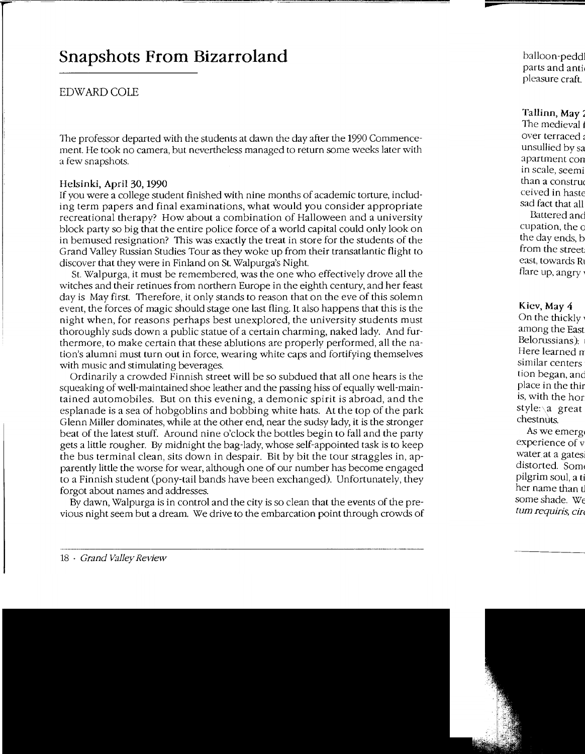# Snapshots From Bizarroland

EDWARD COLE

The professor departed with the students at dawn the day after the 1990 Commencement. He took no camera, but nevertheless managed to return some weeks later with a few snapshots.

### Helsinki, April 30, 1990

If you were a college student finished with nine months of academic torture, including term papers and final examinations, what would you consider appropriate recreational therapy? How about a combination of Halloween and a university block party so big that the entire police force of a world capital could only look on in bemused resignation? This was exactly the treat in store for the students of the Grand Valley Russian Studies Tour as they woke up from their transatlantic flight to discover that they were in Finland on St. Walpurga's Night.

St. Walpurga, it must be remembered, was the one who effectively drove all the witches and their retinues from northern Europe in the eighth century, and her feast day is May first. Therefore, it only stands to reason that on the eve of this solemn event, the forces of magic should stage one last fling. It also happens that this is the night when, for reasons perhaps best unexplored, the university students must thoroughly suds down a public statue of a certain charming, naked lady. And furthermore, to make certain that these ablutions are properly performed, all the nation's alumni must turn out in force, wearing white caps and fortifying themselves with music and stimulating beverages.

Ordinarily a crowded Finnish street will be so subdued that all one hears is the squeaking of well-maintained shoe leather and the passing hiss of equally well-maintained automobiles. But on this evening, a demonic spirit is abroad, and the esplanade is a sea of hobgoblins and bobbing white hats. At the top of the park Glenn Miller dominates, while at the other end, near the sudsy lady, it is the stronger beat of the latest stuff. Around nine o'clock the bottles begin to fall and the party gets a little rougher. By midnight the bag-lady, whose self-appointed task is to keep the bus terminal clean, sits down in despair. Bit by bit the tour straggles in, apparently little the worse for wear, although one of our number has become engaged to a Finnish student (pony-tail bands have been exchanged). Unfortunately, they forgot about names and addresses.

By dawn, Walpurga is in control and the city is so clean that the events of the previous night seem but a dream. We drive to the embarcation point through crowds of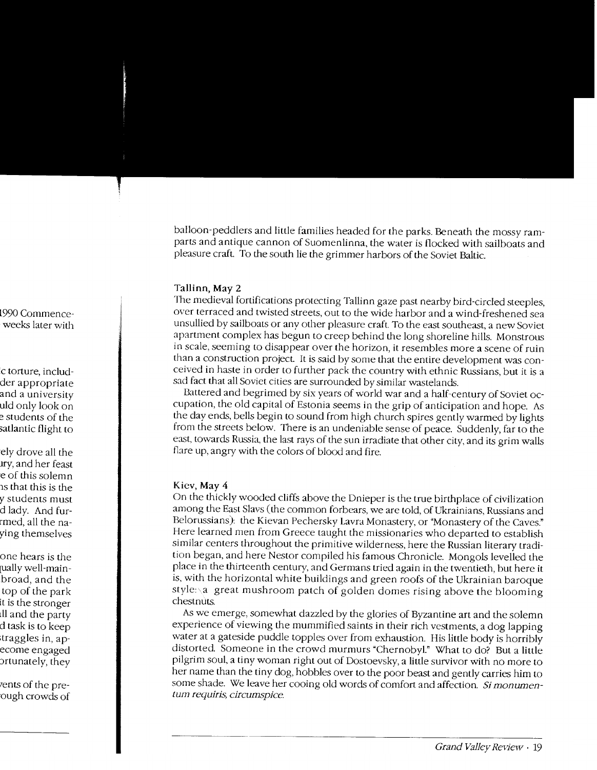balloon-peddlers and little families headed for the parks. Beneath the mossy ramparts and antique cannon of Suomenlinna, the water is flocked with sailboats and pleasure craft. To the south lie the grimmer harbors of the Soviet Baltic.

### Tallinn, May 2

The medieval fortifications protecting Tallinn gaze past nearby bird-circled steeples, over terraced and twisted streets, out to the wide harbor and a wind-freshened sea unsullied by sailboats or any other pleasure craft. To the east southeast, a new Soviet apartment complex has begun to creep behind the long shoreline hills. Monstrous in scale, seeming to disappear over the horizon, it resembles more a scene of ruin than a construction project. It is said by some that the entire development was conceived in haste in order to further pack the country with ethnic Russians, but it is a sad fact that all Soviet cities are surrounded by similar wastelands.

Battered and begrimed by six years of world war and a half-century of Soviet occupation, the old capital of Estonia seems in the grip of anticipation and hope. As the day ends, bells begin to sound from high church spires gently warmed by lights from the streets below. There is an undeniable sense of peace. Suddenly, far to the east, towards Russia, the last rays of the sun irradiate that other city, and its grim walls flare up, angry with the colors of blood and fire.

### Kiev, May 4

On the thickly wooded cliffs above the Dnieper is the true birthplace of civilization among the East Slavs (the common forbears, we are told, of Ukrainians, Russians and Belorussians): the Kievan Pechersky Lavra Monastery, or "Monastery of the Caves." Here learned men from Greece taught the missionaries who departed to establish similar centers throughout the primitive wilderness, here the Russian literary tradition began, and here Nestor compiled his famous Chronicle. Mongols levelled the place in the thirteenth century, and Germans tried again in the twentieth, but here it is, with the horizontal white buildings and green roofs of the Ukrainian baroque style: a great mushroom patch of golden domes rising above the blooming chestnuts.

As we emerge, somewhat dazzled by the glories of Byzantine art and the solemn experience of viewing the mummified saints in their rich vestments, a dog lapping water at a gateside puddle topples over from exhaustion. His little body is horribly distorted. Someone in the crowd murmurs "Chernobyl." What to do? But a little pilgrim soul, a tiny woman right out of Dostoevsky, a little survivor with no more to her name than the tiny dog, hobbles over to the poor beast and gently carries him to some shade. We leave her cooing old words of comfort and affection. *Si monumentum requiris, circumspice.*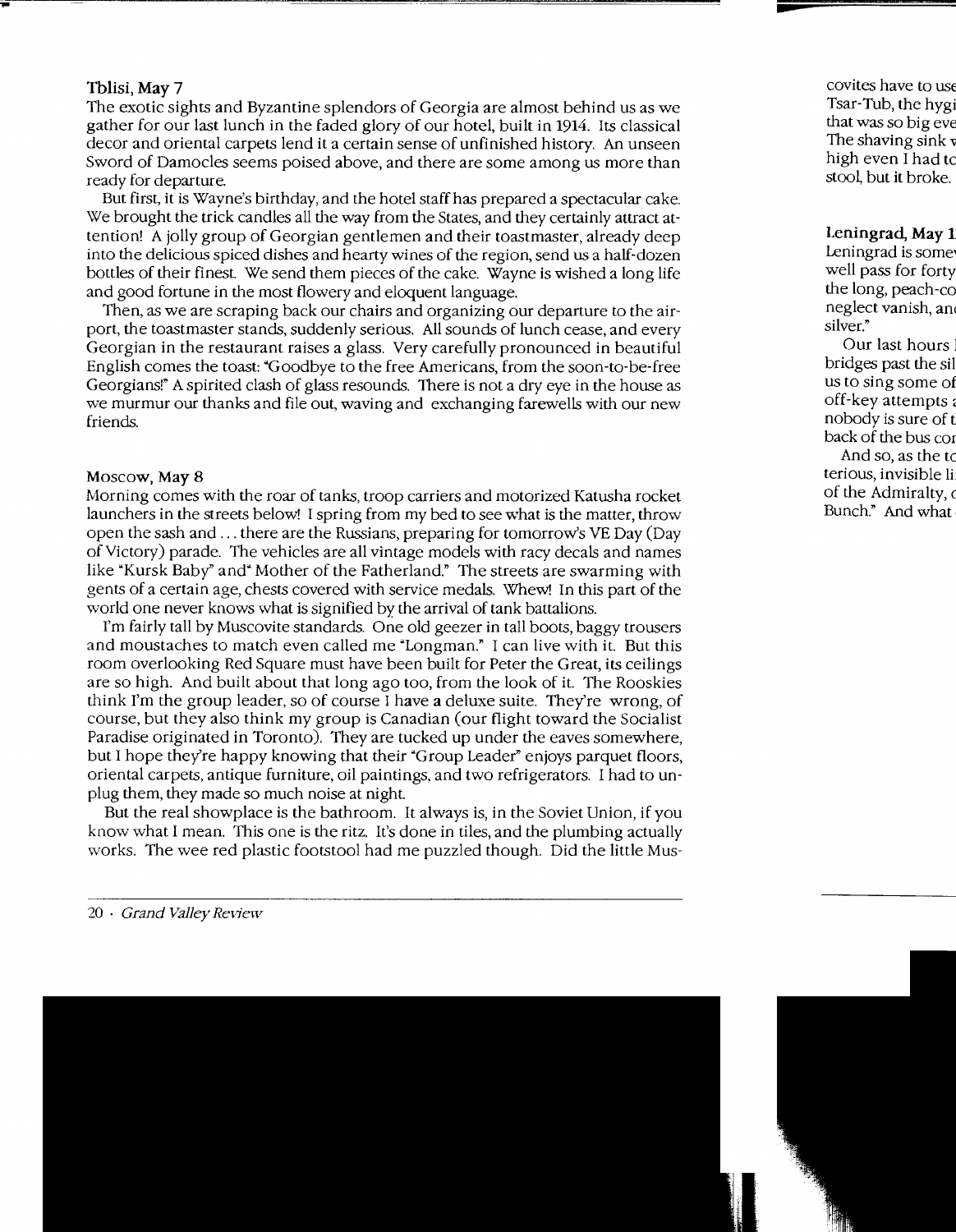### Tblisi, May 7

The exotic sights and Byzantine splendors of Georgia are almost behind us as we gather for our last lunch in the faded glory of our hotel, built in 1914. Its classical decor and oriental carpets lend it a certain sense of unfinished history. An unseen Sword of Damocles seems poised above, and there are some among us more than ready for departure.

But first, it is Wayne's birthday, and the hotel staff has prepared a spectacular cake. We brought the trick candles all the way from the States, and they certainly attract attention! A jolly group of Georgian gentlemen and their toastmaster, already deep into the delicious spiced dishes and hearty wines of the region, send us a half-dozen bottles of their finest. We send them pieces of the cake. Wayne is wished a long life and good fortune in the most flowery and eloquent language.

Then, as we are scraping back our chairs and organizing our departure to the airport, the toastmaster stands, suddenly serious. All sounds of lunch cease, and every Georgian in the restaurant raises a glass. Very carefully pronounced in beautiful English comes the toast: "Goodbye to the free Americans, from the soon-to-be-free Georgians!" A spirited clash of glass resounds. There is not a dry eye in the house as we murmur our thanks and file out, waving and exchanging farewells with our new friends.

### Moscow, May 8

Morning comes with the roar of tanks, troop carriers and motorized Katusha rocket launchers in the streets below! I spring from my bed to see what is the matter, throw open the sash and . . . there are the Russians, preparing for tomorrow's VE Day (Day of Victory) parade. The vehicles are all vintage models with racy decals and names like "Kursk Baby" and "Mother of the Fatherland." The streets are swarming with gents of a certain age, chests covered with service medals. Whew! In this part of the world one never knows what is signified by the arrival of tank battalions.

I'm fairly tall by Muscovite standards. One old geezer in tall boots, baggy trousers and moustaches to match even called me "Longman." I can live with it. But this room overlooking Red Square must have been built for Peter the Great, its ceilings are so high. And built about that long ago too, from the look of it. The Rooskies think I'm the group leader, so of course I have a deluxe suite. They're wrong, of course, but they also think my group is Canadian (our flight toward the Socialist Paradise originated in Toronto). They are tucked up under the eaves somewhere, but I hope they're happy knowing that their "Group Leader" enjoys parquet floors, oriental carpets, antique furniture, oil paintings, and two refrigerators. I had to unplug them, they made so much noise at night.

But the real showplace is the bathroom. It always is, in the Soviet Union, if you know what I mean. This one is the ritz. It's done in tiles, and the plumbing actually works. The wee red plastic footstool had me puzzled though. Did the little Mus-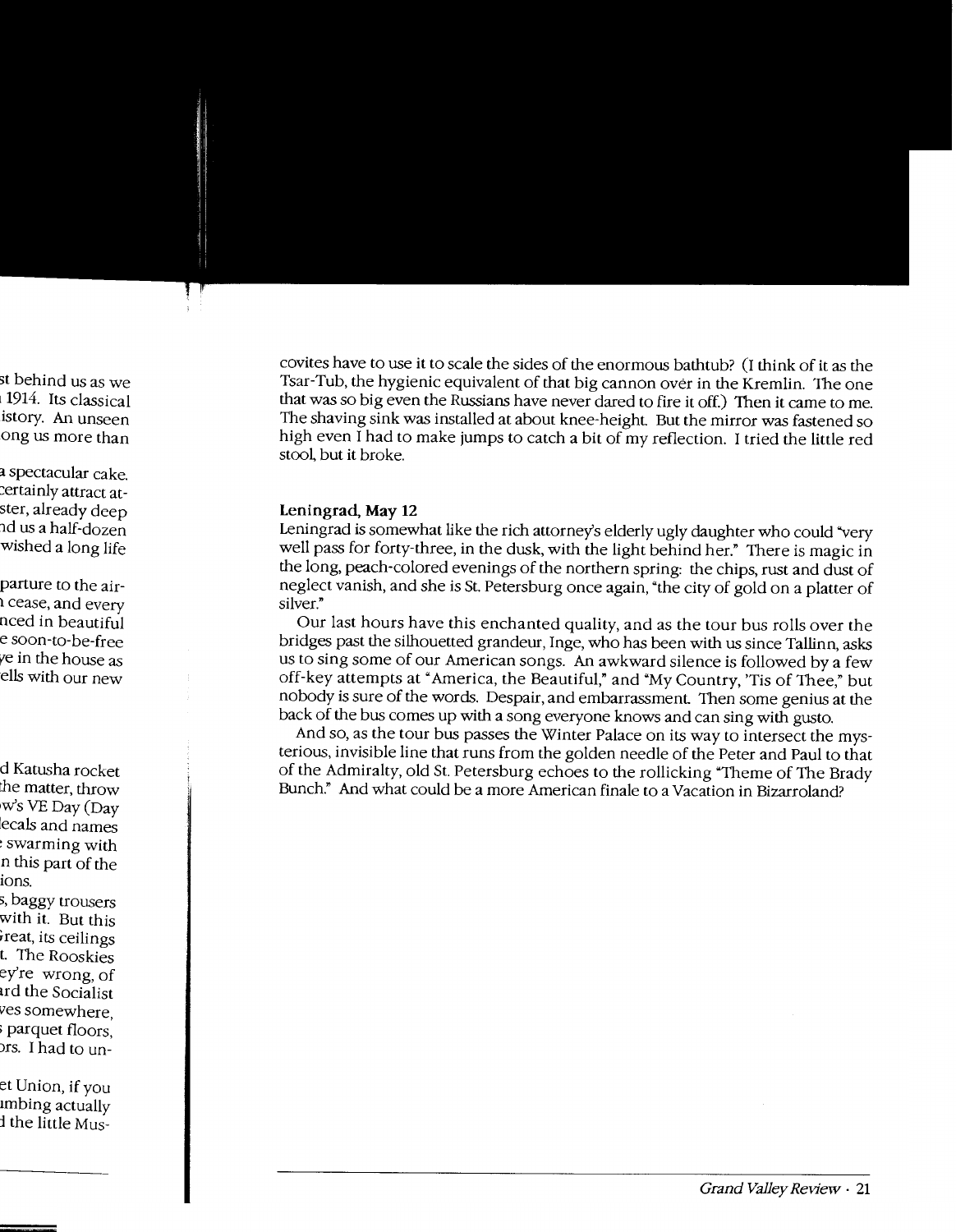covites have to use it to scale the sides of the enormous bathtub? (I think of it as the Tsar-Tub, the hygienic equivalent of that big cannon over in the Kremlin. The one that was so big even the Russians have never dared to fire it off.) Then it came to me. The shaving sink was installed at about knee-height. But the mirror was fastened so high even I had to make jumps to catch a bit of my reflection. I tried the little red stool, but it broke.

**Leningrad, May 12**

Leningrad is somewhat like the rich attorney's elderly ugly daughter who could "very well pass for forty-three, in the dusk, with the light behind her." There is magic in the long, peach-colored evenings of the northern spring: the chips, rust and dust of neglect vanish, and she is St. Petersburg once again, "the city of gold on a platter of silver."

Our last hours have this enchanted quality, and as the tour bus rolls over the bridges past the silhouetted grandeur, Inge, who has been with us since Tallinn, asks us to sing some of our American songs. An awkward silence is followed by a few off-key attempts at "America, the Beautiful," and "My Country, 'Tis of Thee," but nobody is sure of the words. Despair, and embarrassment. Then some genius at the back of the bus comes up with a song everyone knows and can sing with gusto.

And so, as the tour bus passes the Winter Palace on its way to intersect the mysterious, invisible line that runs from the golden needle of the Peter and Paul to that of the Admiralty, old St. Petersburg echoes to the rollicking "Theme of The Brady Bunch." And what could be a more American finale to a Vacation in Bizarroland?